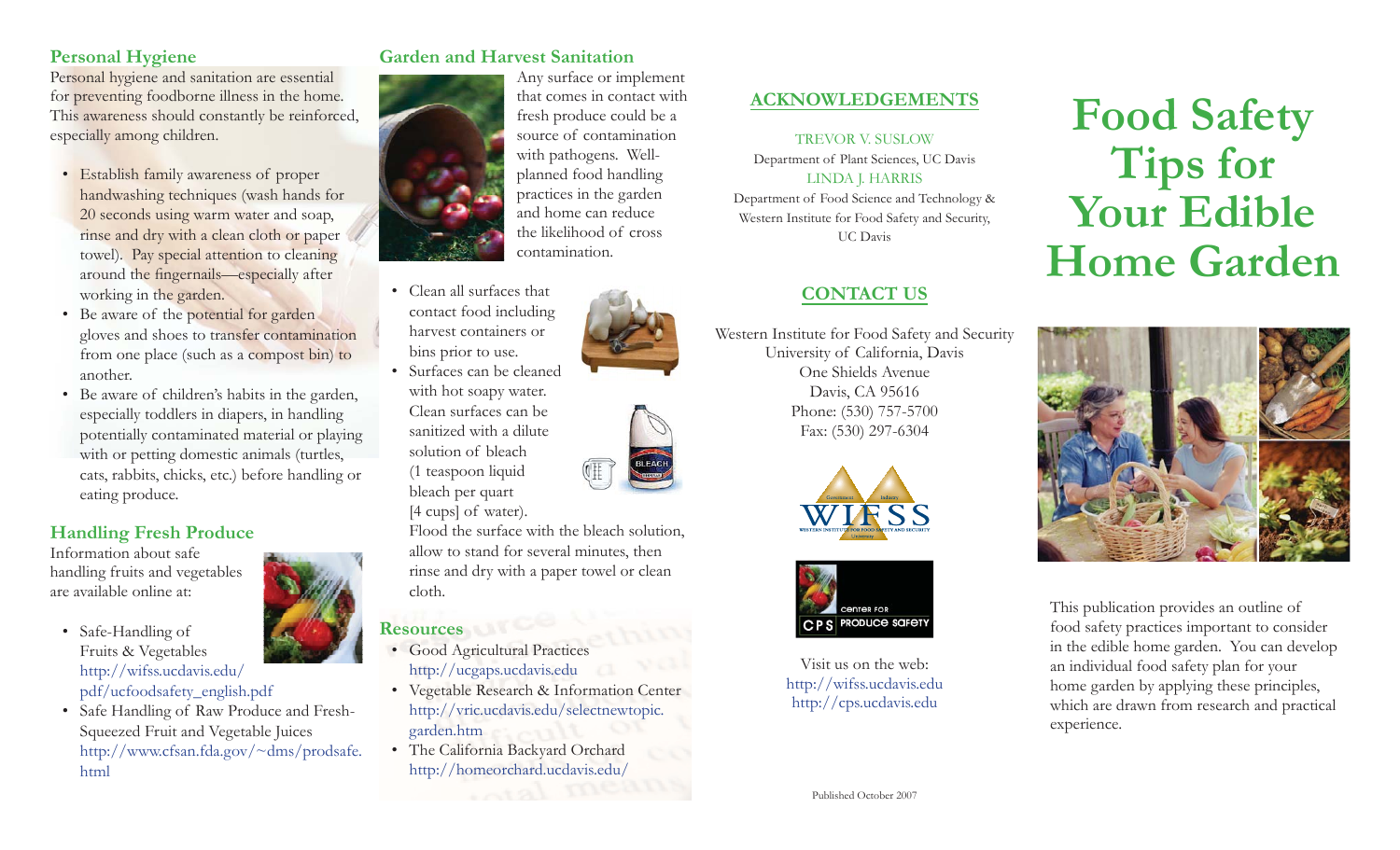## Personal Hygiene

Personal hygiene and sanitation are essential for preventing foodborne illness in the home. This awareness should constantly be reinforced, especially among children.

- Establish family awareness of proper handwashing techniques (wash hands for 20 seconds using warm water and soap, rinse and dry with a clean cloth or paper towel). Pay special attention to cleaning around the fingernails—especially after working in the garden.
- Be aware of the potential for garden gloves and shoes to transfer contamination from one place (such as a compost bin) to another.
- Be aware of children's habits in the garden, especially toddlers in diapers, in handling potentially contaminated material or playing with or petting domestic animals (turtles, cats, rabbits, chicks, etc.) before handling or eating produce.

## Handling Fresh Produce

Information about safe handling fruits and vegetables are available online at:

- Safe-Handling of Fruits & Vegetables
  http://wifss.ucdavis.edu/pdf/ucfoodsafety_english.pdf
- Safe Handling of Raw Produce and Fresh-Squeezed Fruit and Vegetable Juices
  http://www.cfsan.fda.gov/~dms/prodsafe.html

## Garden and Harvest Sanitation

Any surface or implement that comes in contact with fresh produce could be a source of contamination with pathogens. Well-planned food handling practices in the garden and home can reduce the likelihood of cross contamination.

- Clean all surfaces that contact food including harvest containers or bins prior to use.
- Surfaces can be cleaned with hot soapy water. Clean surfaces can be sanitized with a dilute solution of bleach (1 teaspoon liquid bleach per quart [4 cups] of water). Flood the surface with the bleach solution, allow to stand for several minutes, then rinse and dry with a paper towel or clean cloth.

## Resources

- Good Agricultural Practices
  http://ucgaps.ucdavis.edu
- Vegetable Research & Information Center
  http://vric.ucdavis.edu/selectnewtopic.garden.htm
- The California Backyard Orchard
  http://homeorchard.ucdavis.edu/

## ACKNOWLEDGEMENTS

TREVOR V. SUSLOW
Department of Plant Sciences, UC Davis
LINDA J. HARRIS
Department of Food Science and Technology & Western Institute for Food Safety and Security, UC Davis

## CONTACT US

Western Institute for Food Safety and Security
University of California, Davis
One Shields Avenue
Davis, CA 95616
Phone: (530) 757-5700
Fax: (530) 297-6304

Visit us on the web:
http://wifss.ucdavis.edu
http://cps.ucdavis.edu

Published October 2007

# Food Safety Tips for Your Edible Home Garden

This publication provides an outline of food safety practices important to consider in the edible home garden. You can develop an individual food safety plan for your home garden by applying these principles, which are drawn from research and practical experience.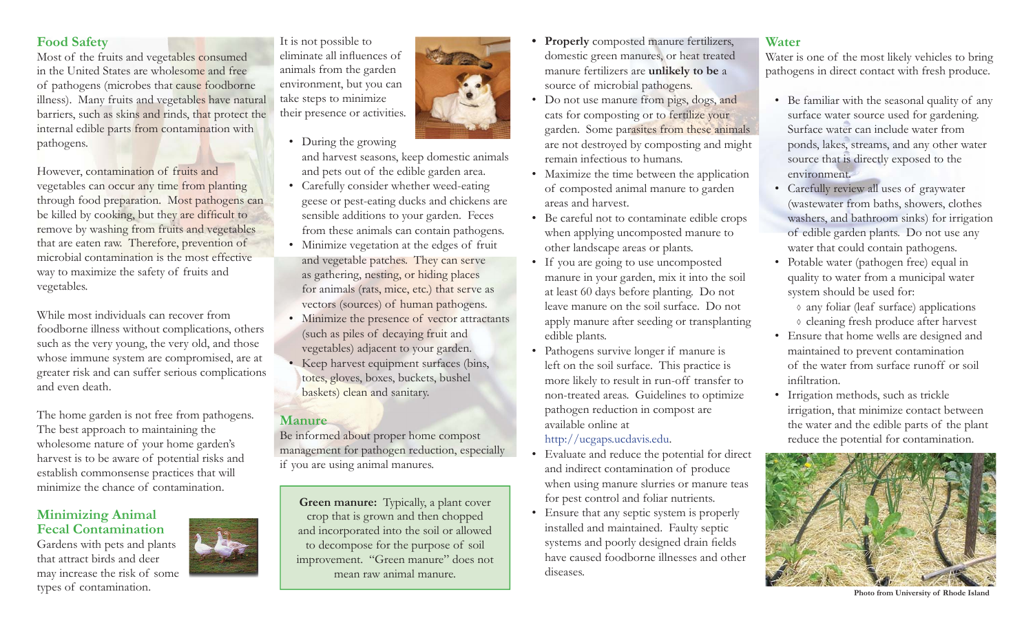## Food Safety

Most of the fruits and vegetables consumed in the United States are wholesome and free of pathogens (microbes that cause foodborne illness). Many fruits and vegetables have natural barriers, such as skins and rinds, that protect the internal edible parts from contamination with pathogens.

However, contamination of fruits and vegetables can occur any time from planting through food preparation. Most pathogens can be killed by cooking, but they are difficult to remove by washing from fruits and vegetables that are eaten raw. Therefore, prevention of microbial contamination is the most effective way to maximize the safety of fruits and vegetables.

While most individuals can recover from foodborne illness without complications, others such as the very young, the very old, and those whose immune system are compromised, are at greater risk and can suffer serious complications and even death.

The home garden is not free from pathogens. The best approach to maintaining the wholesome nature of your home garden's harvest is to be aware of potential risks and establish commonsense practices that will minimize the chance of contamination.

## Minimizing Animal Fecal Contamination

Gardens with pets and plants that attract birds and deer may increase the risk of some types of contamination.

It is not possible to eliminate all influences of animals from the garden environment, but you can take steps to minimize their presence or activities.

- During the growing and harvest seasons, keep domestic animals and pets out of the edible garden area.
- Carefully consider whether weed-eating geese or pest-eating ducks and chickens are sensible additions to your garden. Feces from these animals can contain pathogens.
- Minimize vegetation at the edges of fruit and vegetable patches. They can serve as gathering, nesting, or hiding places for animals (rats, mice, etc.) that serve as vectors (sources) of human pathogens.
- Minimize the presence of vector attractants (such as piles of decaying fruit and vegetables) adjacent to your garden.
- Keep harvest equipment surfaces (bins, totes, gloves, boxes, buckets, bushel baskets) clean and sanitary.

## Manure

Be informed about proper home compost management for pathogen reduction, especially if you are using animal manures.

> **Green manure:** Typically, a plant cover crop that is grown and then chopped and incorporated into the soil or allowed to decompose for the purpose of soil improvement. "Green manure" does not mean raw animal manure.

- **Properly** composted manure fertilizers, domestic green manures, or heat treated manure fertilizers are **unlikely to be** a source of microbial pathogens.
- Do not use manure from pigs, dogs, and cats for composting or to fertilize your garden. Some parasites from these animals are not destroyed by composting and might remain infectious to humans.
- Maximize the time between the application of composted animal manure to garden areas and harvest.
- Be careful not to contaminate edible crops when applying uncomposted manure to other landscape areas or plants.
- If you are going to use uncomposted manure in your garden, mix it into the soil at least 60 days before planting. Do not leave manure on the soil surface. Do not apply manure after seeding or transplanting edible plants.
- Pathogens survive longer if manure is left on the soil surface. This practice is more likely to result in run-off transfer to non-treated areas. Guidelines to optimize pathogen reduction in compost are available online at http://ucgaps.ucdavis.edu.
- Evaluate and reduce the potential for direct and indirect contamination of produce when using manure slurries or manure teas for pest control and foliar nutrients.
- Ensure that any septic system is properly installed and maintained. Faulty septic systems and poorly designed drain fields have caused foodborne illnesses and other diseases.

## Water

Water is one of the most likely vehicles to bring pathogens in direct contact with fresh produce.

- Be familiar with the seasonal quality of any surface water source used for gardening. Surface water can include water from ponds, lakes, streams, and any other water source that is directly exposed to the environment.
- Carefully review all uses of graywater (wastewater from baths, showers, clothes washers, and bathroom sinks) for irrigation of edible garden plants. Do not use any water that could contain pathogens.
- Potable water (pathogen free) equal in quality to water from a municipal water system should be used for:
  - any foliar (leaf surface) applications
  - cleaning fresh produce after harvest
- Ensure that home wells are designed and maintained to prevent contamination of the water from surface runoff or soil infiltration.
- Irrigation methods, such as trickle irrigation, that minimize contact between the water and the edible parts of the plant reduce the potential for contamination.

Photo from University of Rhode Island